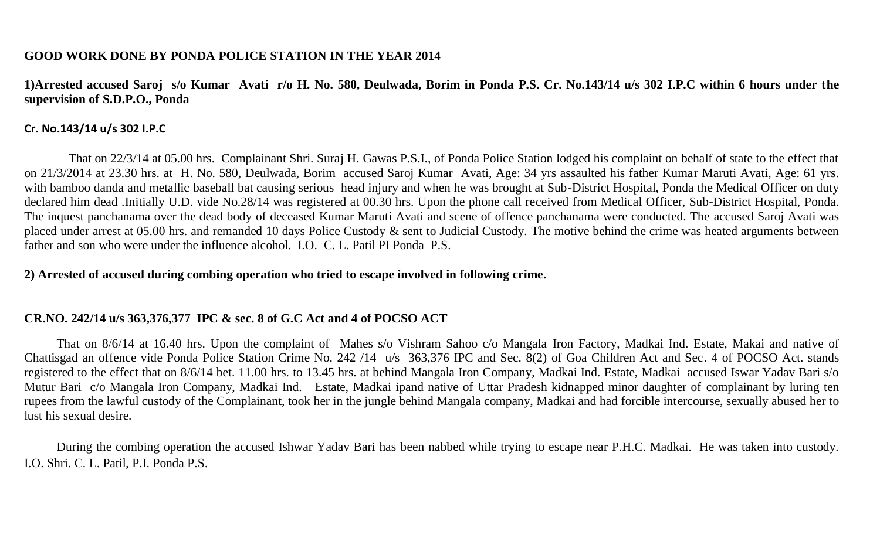# GOOD WORK DONE BY PONDA POLICE STATION IN THE YEAR 2014

**1)Arrested accused Saroj s/o Kumar Avati r/o H. No. 580, Deulwada, Borim in Ponda P.S. Cr. No.143/14 u/s 302 I.P.C within 6 hours under the supervision of S.D.P.O., Ponda**

**Cr. No.143/14 u/s 302 I.P.C**

That on 22/3/14 at 05.00 hrs. Complainant Shri. Suraj H. Gawas P.S.I., of Ponda Police Station lodged his complaint on behalf of state to the effect that on 21/3/2014 at 23.30 hrs. at H. No. 580, Deulwada, Borim accused Saroj Kumar Avati, Age: 34 yrs assaulted his father Kumar Maruti Avati, Age: 61 yrs. with bamboo danda and metallic baseball bat causing serious head injury and when he was brought at Sub-District Hospital, Ponda the Medical Officer on duty declared him dead .Initially U.D. vide No.28/14 was registered at 00.30 hrs. Upon the phone call received from Medical Officer, Sub-District Hospital, Ponda. The inquest panchanama over the dead body of deceased Kumar Maruti Avati and scene of offence panchanama were conducted. The accused Saroj Avati was placed under arrest at 05.00 hrs. and remanded 10 days Police Custody & sent to Judicial Custody. The motive behind the crime was heated arguments between father and son who were under the influence alcohol. I.O. C. L. Patil PI Ponda P.S.

**2) Arrested of accused during combing operation who tried to escape involved in following crime.**

**CR.NO. 242/14 u/s 363,376,377 IPC & sec. 8 of G.C Act and 4 of POCSO ACT**

That on 8/6/14 at 16.40 hrs. Upon the complaint of Mahes s/o Vishram Sahoo c/o Mangala Iron Factory, Madkai Ind. Estate, Makai and native of Chattisgad an offence vide Ponda Police Station Crime No. 242 /14 u/s 363,376 IPC and Sec. 8(2) of Goa Children Act and Sec. 4 of POCSO Act. stands registered to the effect that on 8/6/14 bet. 11.00 hrs. to 13.45 hrs. at behind Mangala Iron Company, Madkai Ind. Estate, Madkai accused Iswar Yadav Bari s/o Mutur Bari c/o Mangala Iron Company, Madkai Ind. Estate, Madkai ipand native of Uttar Pradesh kidnapped minor daughter of complainant by luring ten rupees from the lawful custody of the Complainant, took her in the jungle behind Mangala company, Madkai and had forcible intercourse, sexually abused her to lust his sexual desire.

During the combing operation the accused Ishwar Yadav Bari has been nabbed while trying to escape near P.H.C. Madkai. He was taken into custody. I.O. Shri. C. L. Patil, P.I. Ponda P.S.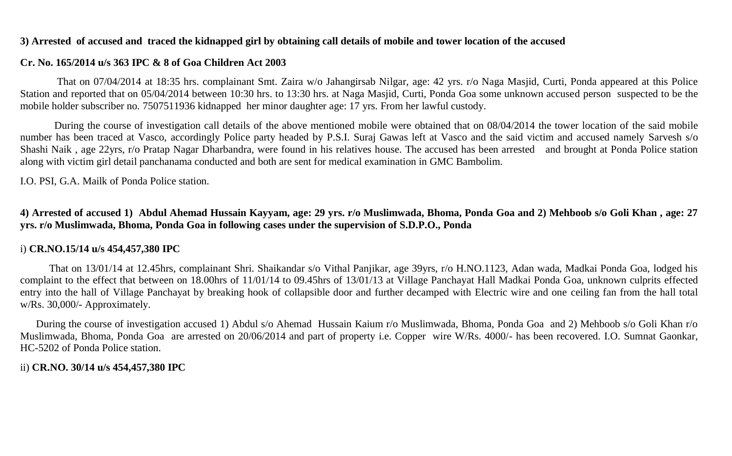**3) Arrested of accused and traced the kidnapped girl by obtaining call details of mobile and tower location of the accused**

**Cr. No. 165/2014 u/s 363 IPC & 8 of Goa Children Act 2003**

That on 07/04/2014 at 18:35 hrs. complainant Smt. Zaira w/o Jahangirsab Nilgar, age: 42 yrs. r/o Naga Masjid, Curti, Ponda appeared at this Police Station and reported that on 05/04/2014 between 10:30 hrs. to 13:30 hrs. at Naga Masjid, Curti, Ponda Goa some unknown accused person suspected to be the mobile holder subscriber no. 7507511936 kidnapped her minor daughter age: 17 yrs. From her lawful custody.

During the course of investigation call details of the above mentioned mobile were obtained that on 08/04/2014 the tower location of the said mobile number has been traced at Vasco, accordingly Police party headed by P.S.I. Suraj Gawas left at Vasco and the said victim and accused namely Sarvesh s/o Shashi Naik , age 22yrs, r/o Pratap Nagar Dharbandra, were found in his relatives house. The accused has been arrested and brought at Ponda Police station along with victim girl detail panchanama conducted and both are sent for medical examination in GMC Bambolim.

I.O. PSI, G.A. Mailk of Ponda Police station.

**4) Arrested of accused 1) Abdul Ahemad Hussain Kayyam, age: 29 yrs. r/o Muslimwada, Bhoma, Ponda Goa and 2) Mehboob s/o Goli Khan , age: 27 yrs. r/o Muslimwada, Bhoma, Ponda Goa in following cases under the supervision of S.D.P.O., Ponda**

i) **CR.NO.15/14 u/s 454,457,380 IPC**

That on 13/01/14 at 12.45hrs, complainant Shri. Shaikandar s/o Vithal Panjikar, age 39yrs, r/o H.NO.1123, Adan wada, Madkai Ponda Goa, lodged his complaint to the effect that between on 18.00hrs of 11/01/14 to 09.45hrs of 13/01/13 at Village Panchayat Hall Madkai Ponda Goa, unknown culprits effected entry into the hall of Village Panchayat by breaking hook of collapsible door and further decamped with Electric wire and one ceiling fan from the hall total w/Rs. 30,000/- Approximately.

During the course of investigation accused 1) Abdul s/o Ahemad Hussain Kaium r/o Muslimwada, Bhoma, Ponda Goa and 2) Mehboob s/o Goli Khan r/o Muslimwada, Bhoma, Ponda Goa are arrested on 20/06/2014 and part of property i.e. Copper wire W/Rs. 4000/- has been recovered. I.O. Sumnat Gaonkar, HC-5202 of Ponda Police station.

ii) **CR.NO. 30/14 u/s 454,457,380 IPC**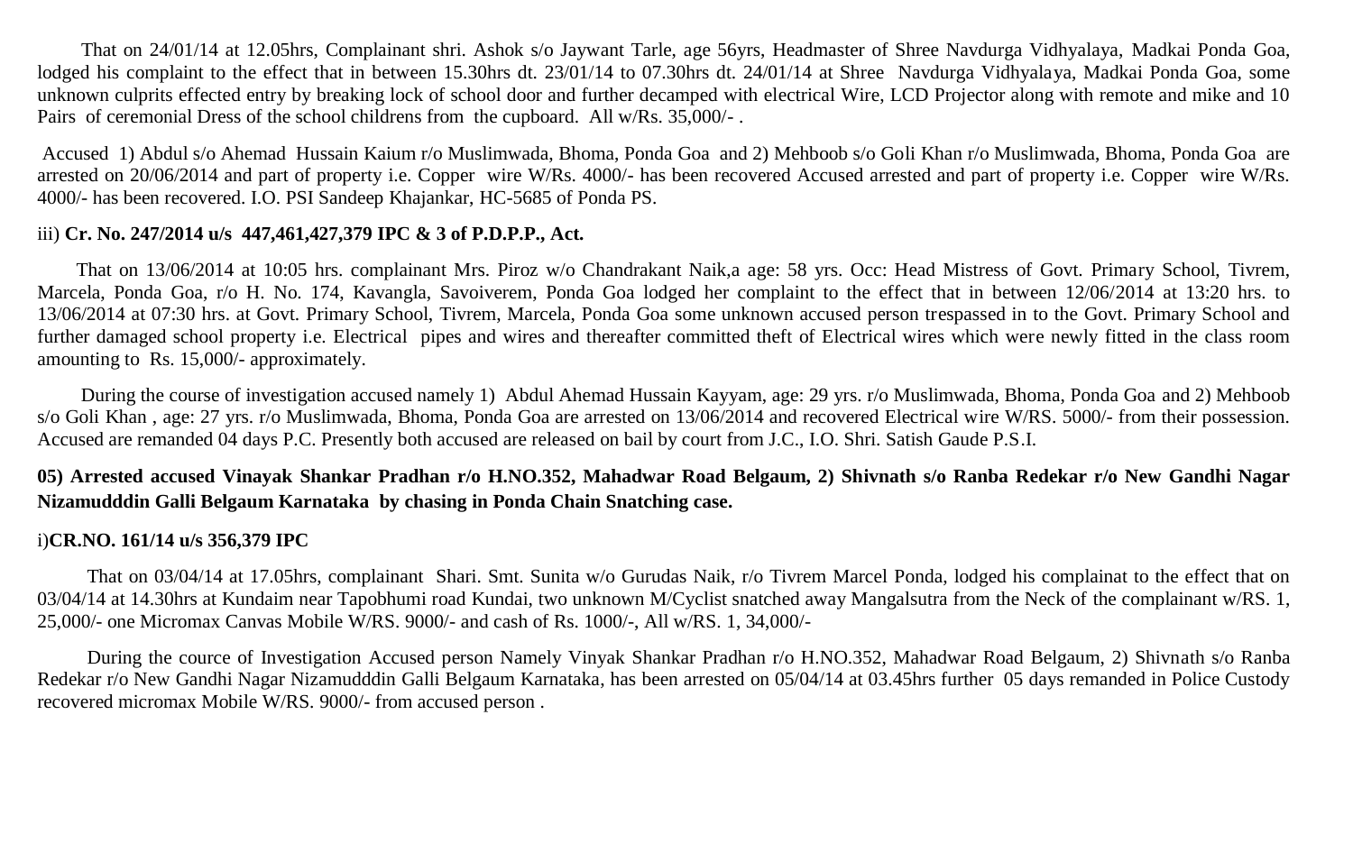That on 24/01/14 at 12.05hrs, Complainant shri. Ashok s/o Jaywant Tarle, age 56yrs, Headmaster of Shree Navdurga Vidhyalaya, Madkai Ponda Goa, lodged his complaint to the effect that in between 15.30hrs dt. 23/01/14 to 07.30hrs dt. 24/01/14 at Shree Navdurga Vidhyalaya, Madkai Ponda Goa, some unknown culprits effected entry by breaking lock of school door and further decamped with electrical Wire, LCD Projector along with remote and mike and 10 Pairs of ceremonial Dress of the school childrens from the cupboard. All w/Rs. 35,000/- .

Accused 1) Abdul s/o Ahemad Hussain Kaium r/o Muslimwada, Bhoma, Ponda Goa and 2) Mehboob s/o Goli Khan r/o Muslimwada, Bhoma, Ponda Goa are arrested on 20/06/2014 and part of property i.e. Copper wire W/Rs. 4000/- has been recovered Accused arrested and part of property i.e. Copper wire W/Rs. 4000/- has been recovered. I.O. PSI Sandeep Khajankar, HC-5685 of Ponda PS.

iii) **Cr. No. 247/2014 u/s 447,461,427,379 IPC & 3 of P.D.P.P., Act.**

That on 13/06/2014 at 10:05 hrs. complainant Mrs. Piroz w/o Chandrakant Naik,a age: 58 yrs. Occ: Head Mistress of Govt. Primary School, Tivrem, Marcela, Ponda Goa, r/o H. No. 174, Kavangla, Savoiverem, Ponda Goa lodged her complaint to the effect that in between 12/06/2014 at 13:20 hrs. to 13/06/2014 at 07:30 hrs. at Govt. Primary School, Tivrem, Marcela, Ponda Goa some unknown accused person trespassed in to the Govt. Primary School and further damaged school property i.e. Electrical pipes and wires and thereafter committed theft of Electrical wires which were newly fitted in the class room amounting to Rs. 15,000/- approximately.

During the course of investigation accused namely 1) Abdul Ahemad Hussain Kayyam, age: 29 yrs. r/o Muslimwada, Bhoma, Ponda Goa and 2) Mehboob s/o Goli Khan , age: 27 yrs. r/o Muslimwada, Bhoma, Ponda Goa are arrested on 13/06/2014 and recovered Electrical wire W/RS. 5000/- from their possession. Accused are remanded 04 days P.C. Presently both accused are released on bail by court from J.C., I.O. Shri. Satish Gaude P.S.I.

**05) Arrested accused Vinayak Shankar Pradhan r/o H.NO.352, Mahadwar Road Belgaum, 2) Shivnath s/o Ranba Redekar r/o New Gandhi Nagar Nizamudddin Galli Belgaum Karnataka by chasing in Ponda Chain Snatching case.**

i)**CR.NO. 161/14 u/s 356,379 IPC**

That on 03/04/14 at 17.05hrs, complainant Shari. Smt. Sunita w/o Gurudas Naik, r/o Tivrem Marcel Ponda, lodged his complainat to the effect that on 03/04/14 at 14.30hrs at Kundaim near Tapobhumi road Kundai, two unknown M/Cyclist snatched away Mangalsutra from the Neck of the complainant w/RS. 1, 25,000/- one Micromax Canvas Mobile W/RS. 9000/- and cash of Rs. 1000/-, All w/RS. 1, 34,000/-

During the cource of Investigation Accused person Namely Vinyak Shankar Pradhan r/o H.NO.352, Mahadwar Road Belgaum, 2) Shivnath s/o Ranba Redekar r/o New Gandhi Nagar Nizamudddin Galli Belgaum Karnataka, has been arrested on 05/04/14 at 03.45hrs further 05 days remanded in Police Custody recovered micromax Mobile W/RS. 9000/- from accused person .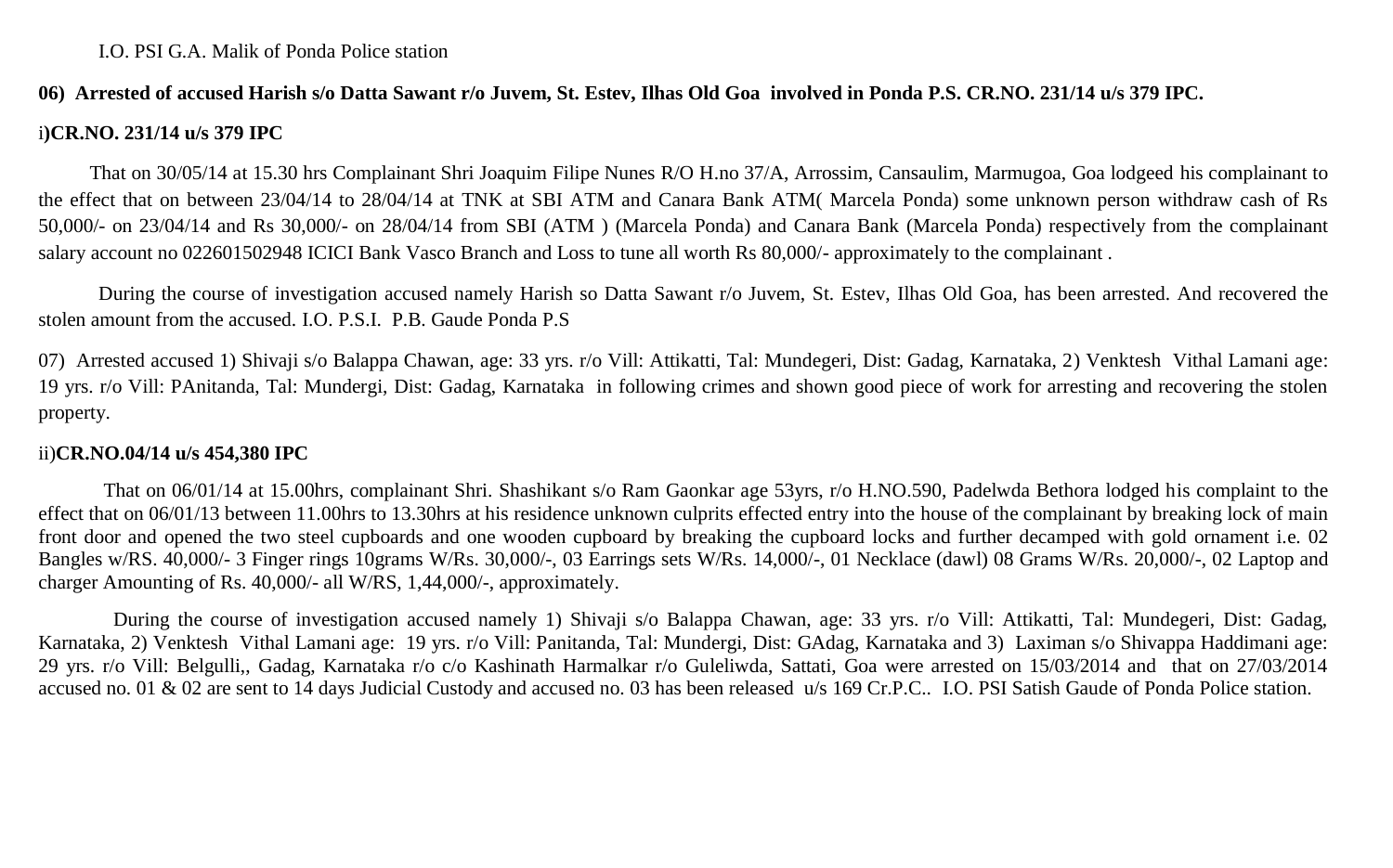I.O. PSI G.A. Malik of Ponda Police station

**06) Arrested of accused Harish s/o Datta Sawant r/o Juvem, St. Estev, Ilhas Old Goa involved in Ponda P.S. CR.NO. 231/14 u/s 379 IPC.**

i**)CR.NO. 231/14 u/s 379 IPC**

That on 30/05/14 at 15.30 hrs Complainant Shri Joaquim Filipe Nunes R/O H.no 37/A, Arrossim, Cansaulim, Marmugoa, Goa lodgeed his complainant to the effect that on between 23/04/14 to 28/04/14 at TNK at SBI ATM and Canara Bank ATM( Marcela Ponda) some unknown person withdraw cash of Rs 50,000/- on 23/04/14 and Rs 30,000/- on 28/04/14 from SBI (ATM ) (Marcela Ponda) and Canara Bank (Marcela Ponda) respectively from the complainant salary account no 022601502948 ICICI Bank Vasco Branch and Loss to tune all worth Rs 80,000/- approximately to the complainant .

During the course of investigation accused namely Harish so Datta Sawant r/o Juvem, St. Estev, Ilhas Old Goa, has been arrested. And recovered the stolen amount from the accused. I.O. P.S.I. P.B. Gaude Ponda P.S

07) Arrested accused 1) Shivaji s/o Balappa Chawan, age: 33 yrs. r/o Vill: Attikatti, Tal: Mundegeri, Dist: Gadag, Karnataka, 2) Venktesh Vithal Lamani age: 19 yrs. r/o Vill: PAnitanda, Tal: Mundergi, Dist: Gadag, Karnataka in following crimes and shown good piece of work for arresting and recovering the stolen property.

ii)**CR.NO.04/14 u/s 454,380 IPC**

That on 06/01/14 at 15.00hrs, complainant Shri. Shashikant s/o Ram Gaonkar age 53yrs, r/o H.NO.590, Padelwda Bethora lodged his complaint to the effect that on 06/01/13 between 11.00hrs to 13.30hrs at his residence unknown culprits effected entry into the house of the complainant by breaking lock of main front door and opened the two steel cupboards and one wooden cupboard by breaking the cupboard locks and further decamped with gold ornament i.e. 02 Bangles w/RS. 40,000/- 3 Finger rings 10grams W/Rs. 30,000/-, 03 Earrings sets W/Rs. 14,000/-, 01 Necklace (dawl) 08 Grams W/Rs. 20,000/-, 02 Laptop and charger Amounting of Rs. 40,000/- all W/RS, 1,44,000/-, approximately.

During the course of investigation accused namely 1) Shivaji s/o Balappa Chawan, age: 33 yrs. r/o Vill: Attikatti, Tal: Mundegeri, Dist: Gadag, Karnataka, 2) Venktesh Vithal Lamani age: 19 yrs. r/o Vill: Panitanda, Tal: Mundergi, Dist: GAdag, Karnataka and 3) Laximan s/o Shivappa Haddimani age: 29 yrs. r/o Vill: Belgulli,, Gadag, Karnataka r/o c/o Kashinath Harmalkar r/o Guleliwda, Sattati, Goa were arrested on 15/03/2014 and that on 27/03/2014 accused no. 01 & 02 are sent to 14 days Judicial Custody and accused no. 03 has been released u/s 169 Cr.P.C.. I.O. PSI Satish Gaude of Ponda Police station.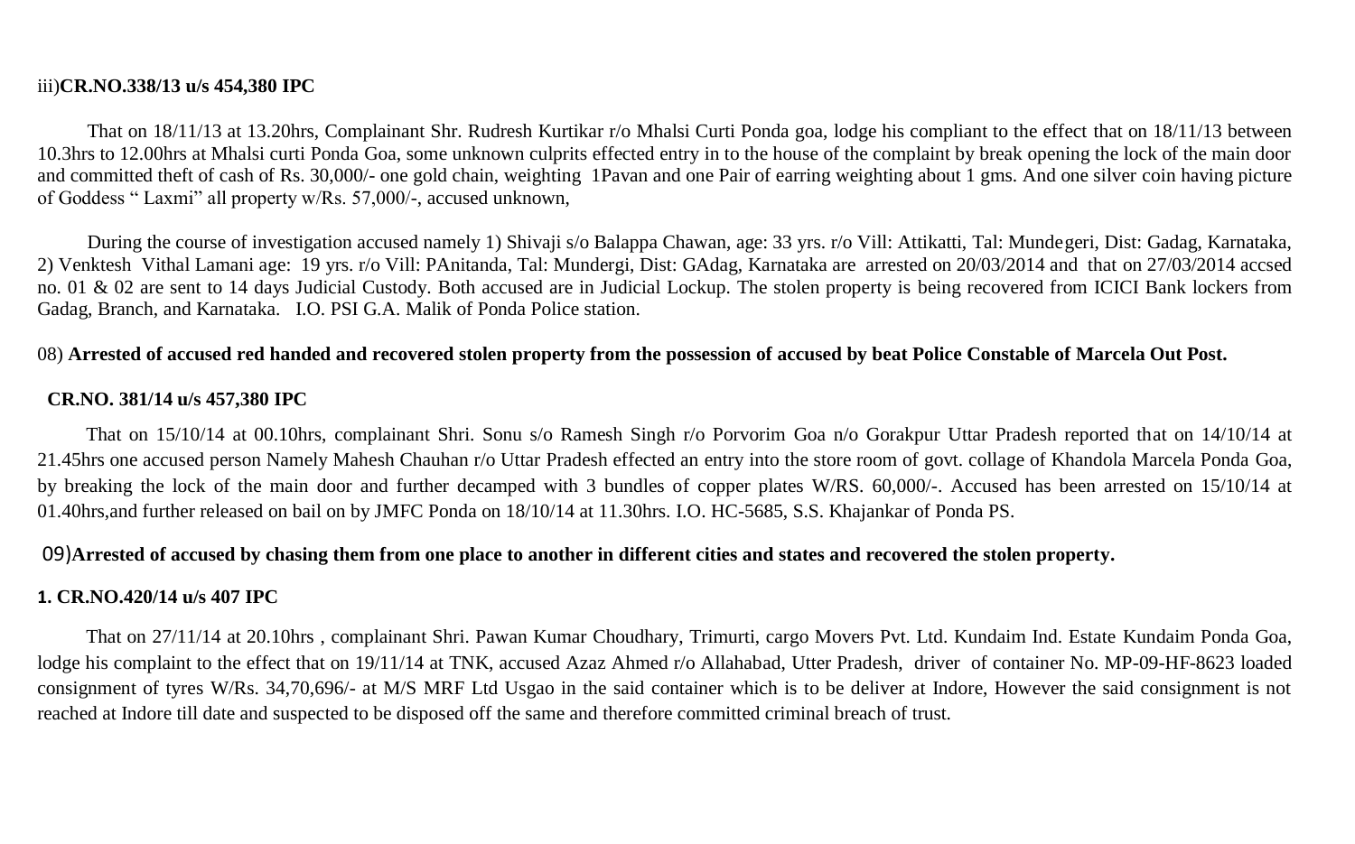iii)**CR.NO.338/13 u/s 454,380 IPC**

That on 18/11/13 at 13.20hrs, Complainant Shr. Rudresh Kurtikar r/o Mhalsi Curti Ponda goa, lodge his compliant to the effect that on 18/11/13 between 10.3hrs to 12.00hrs at Mhalsi curti Ponda Goa, some unknown culprits effected entry in to the house of the complaint by break opening the lock of the main door and committed theft of cash of Rs. 30,000/- one gold chain, weighting 1Pavan and one Pair of earring weighting about 1 gms. And one silver coin having picture of Goddess " Laxmi" all property w/Rs. 57,000/-, accused unknown,

During the course of investigation accused namely 1) Shivaji s/o Balappa Chawan, age: 33 yrs. r/o Vill: Attikatti, Tal: Mundegeri, Dist: Gadag, Karnataka, 2) Venktesh Vithal Lamani age: 19 yrs. r/o Vill: PAnitanda, Tal: Mundergi, Dist: GAdag, Karnataka are arrested on 20/03/2014 and that on 27/03/2014 accsed no. 01 & 02 are sent to 14 days Judicial Custody. Both accused are in Judicial Lockup. The stolen property is being recovered from ICICI Bank lockers from Gadag, Branch, and Karnataka. I.O. PSI G.A. Malik of Ponda Police station.

08) **Arrested of accused red handed and recovered stolen property from the possession of accused by beat Police Constable of Marcela Out Post.**

**CR.NO. 381/14 u/s 457,380 IPC**

That on 15/10/14 at 00.10hrs, complainant Shri. Sonu s/o Ramesh Singh r/o Porvorim Goa n/o Gorakpur Uttar Pradesh reported that on 14/10/14 at 21.45hrs one accused person Namely Mahesh Chauhan r/o Uttar Pradesh effected an entry into the store room of govt. collage of Khandola Marcela Ponda Goa, by breaking the lock of the main door and further decamped with 3 bundles of copper plates W/RS. 60,000/-. Accused has been arrested on 15/10/14 at 01.40hrs,and further released on bail on by JMFC Ponda on 18/10/14 at 11.30hrs. I.O. HC-5685, S.S. Khajankar of Ponda PS.

09)**Arrested of accused by chasing them from one place to another in different cities and states and recovered the stolen property.**

**1. CR.NO.420/14 u/s 407 IPC**

That on 27/11/14 at 20.10hrs , complainant Shri. Pawan Kumar Choudhary, Trimurti, cargo Movers Pvt. Ltd. Kundaim Ind. Estate Kundaim Ponda Goa, lodge his complaint to the effect that on 19/11/14 at TNK, accused Azaz Ahmed r/o Allahabad, Utter Pradesh, driver of container No. MP-09-HF-8623 loaded consignment of tyres W/Rs. 34,70,696/- at M/S MRF Ltd Usgao in the said container which is to be deliver at Indore, However the said consignment is not reached at Indore till date and suspected to be disposed off the same and therefore committed criminal breach of trust.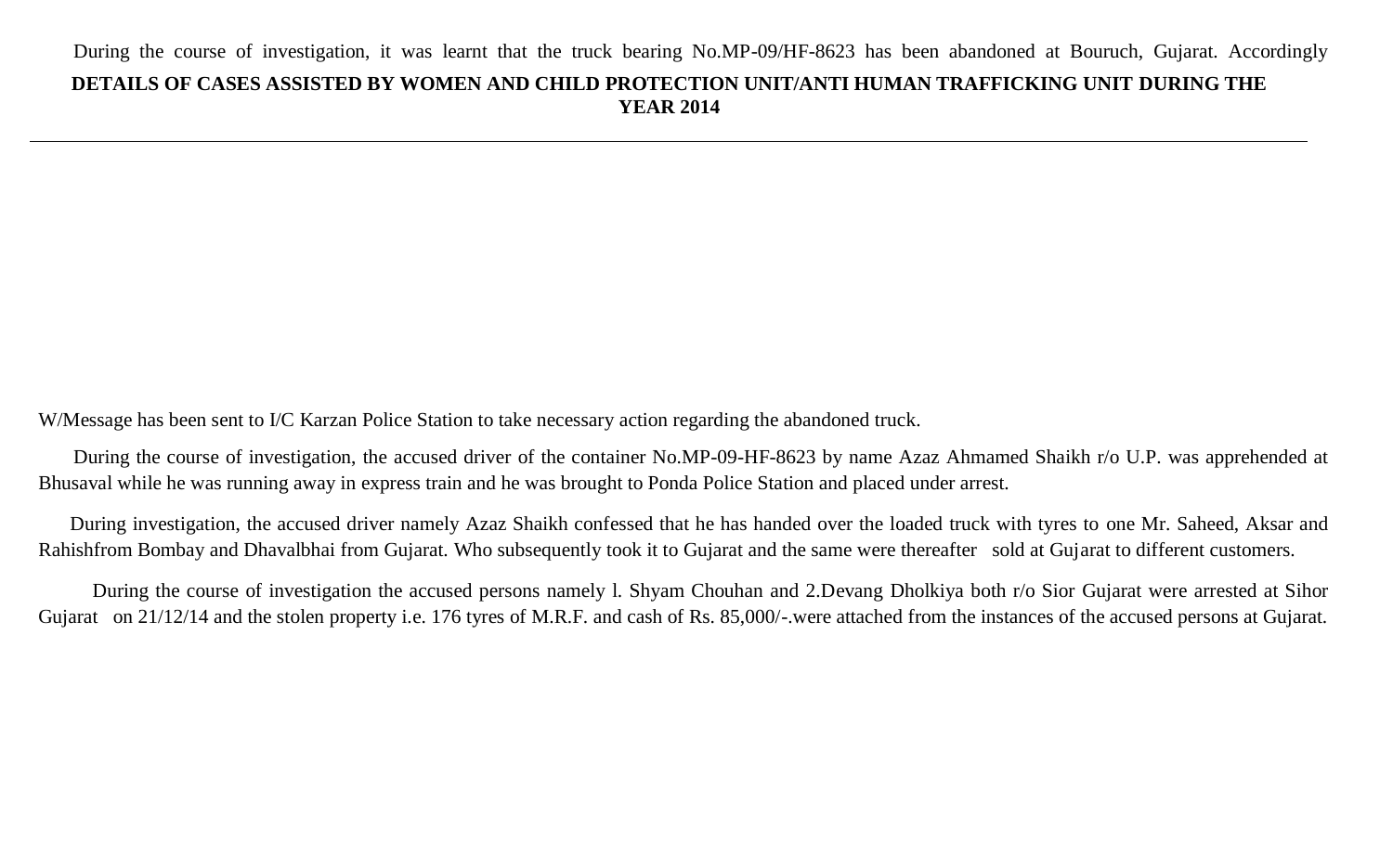During the course of investigation, it was learnt that the truck bearing No.MP-09/HF-8623 has been abandoned at Bouruch, Gujarat. Accordingly

**DETAILS OF CASES ASSISTED BY WOMEN AND CHILD PROTECTION UNIT/ANTI HUMAN TRAFFICKING UNIT DURING THE YEAR 2014**

---

W/Message has been sent to I/C Karzan Police Station to take necessary action regarding the abandoned truck.

During the course of investigation, the accused driver of the container No.MP-09-HF-8623 by name Azaz Ahmamed Shaikh r/o U.P. was apprehended at Bhusaval while he was running away in express train and he was brought to Ponda Police Station and placed under arrest.

During investigation, the accused driver namely Azaz Shaikh confessed that he has handed over the loaded truck with tyres to one Mr. Saheed, Aksar and Rahishfrom Bombay and Dhavalbhai from Gujarat. Who subsequently took it to Gujarat and the same were thereafter sold at Gujarat to different customers.

During the course of investigation the accused persons namely l. Shyam Chouhan and 2.Devang Dholkiya both r/o Sior Gujarat were arrested at Sihor Gujarat on 21/12/14 and the stolen property i.e. 176 tyres of M.R.F. and cash of Rs. 85,000/-.were attached from the instances of the accused persons at Gujarat.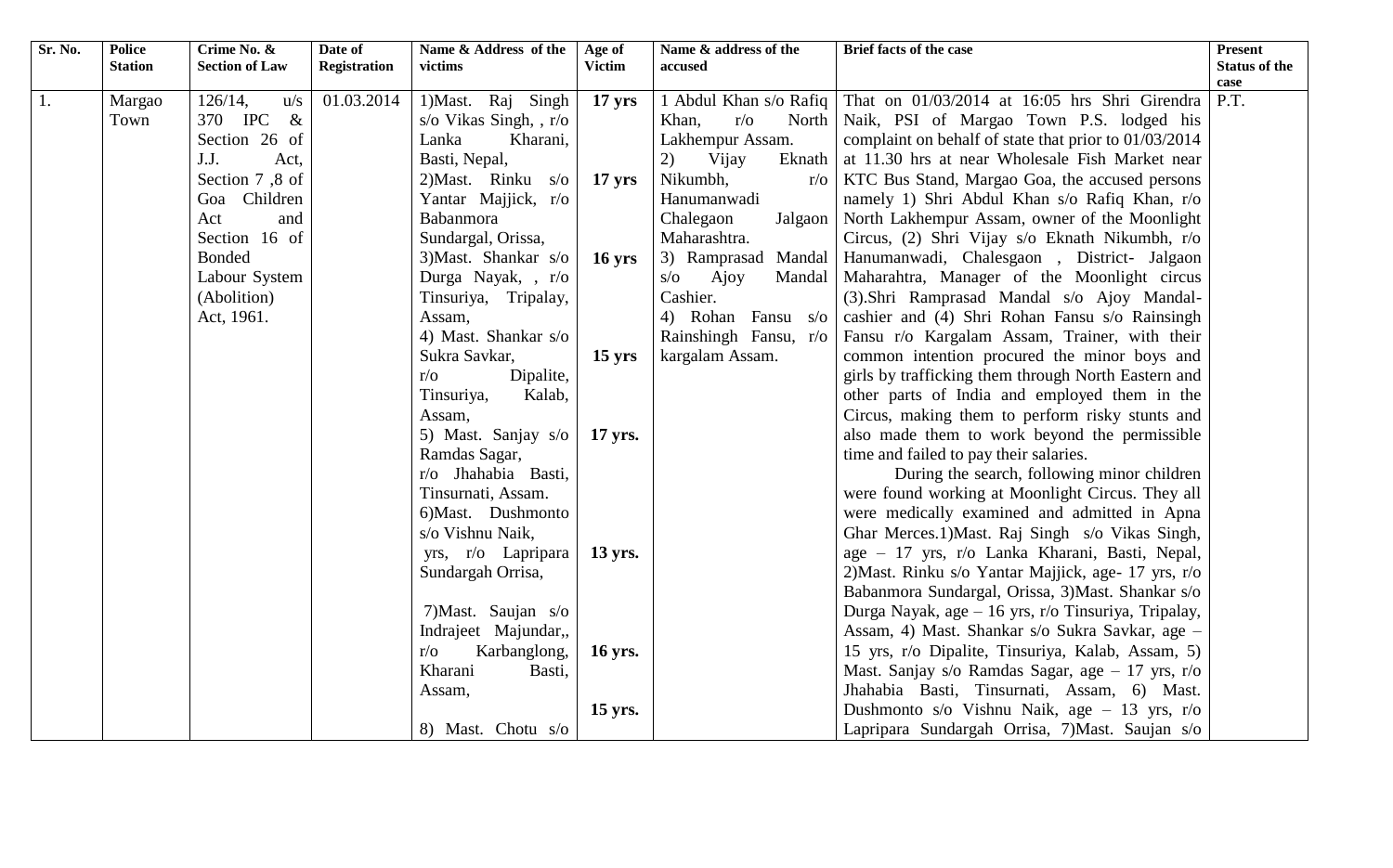| Sr. No. | Police Station | Crime No. & Section of Law | Date of Registration | Name & Address of the victims | Age of Victim | Name & address of the accused | Brief facts of the case | Present Status of the case |
|---|---|---|---|---|---|---|---|---|
| 1. | Margao Town | 126/14, u/s 370 IPC & Section 26 of J.J. Act, Section 7 ,8 of Goa Children Act and Section 16 of Bonded Labour System (Abolition) Act, 1961. | 01.03.2014 | 1)Mast. Raj Singh s/o Vikas Singh, , r/o Lanka Kharani, Basti, Nepal,<br>2)Mast. Rinku s/o Yantar Majjick, r/o Babanmora Sundargal, Orissa,<br>3)Mast. Shankar s/o Durga Nayak, , r/o Tinsuriya, Tripalay, Assam,<br>4) Mast. Shankar s/o Sukra Savkar, r/o Dipalite, Tinsuriya, Kalab, Assam,<br>5) Mast. Sanjay s/o Ramdas Sagar, r/o Jhahabia Basti, Tinsurnati, Assam.<br>6)Mast. Dushmonto s/o Vishnu Naik, yrs, r/o Lapripara Sundargah Orrisa,<br>7)Mast. Saujan s/o Indrajeet Majundar,, r/o Karbanglong, Kharani Basti, Assam,<br>8) Mast. Chotu s/o | 17 yrs<br>17 yrs<br>16 yrs<br>15 yrs<br>17 yrs.<br>13 yrs.<br>16 yrs.<br>15 yrs. | 1 Abdul Khan s/o Rafiq Khan, r/o North Lakhempur Assam.<br>2) Vijay Eknath Nikumbh, r/o Hanumanwadi Chalegaon Jalgaon Maharashtra.<br>3) Ramprasad Mandal s/o Ajoy Mandal Cashier.<br>4) Rohan Fansu s/o Rainshingh Fansu, r/o kargalam Assam. | That on 01/03/2014 at 16:05 hrs Shri Girendra Naik, PSI of Margao Town P.S. lodged his complaint on behalf of state that prior to 01/03/2014 at 11.30 hrs at near Wholesale Fish Market near KTC Bus Stand, Margao Goa, the accused persons namely 1) Shri Abdul Khan s/o Rafiq Khan, r/o North Lakhempur Assam, owner of the Moonlight Circus, (2) Shri Vijay s/o Eknath Nikumbh, r/o Hanumanwadi, Chalesgaon , District- Jalgaon Maharahtra, Manager of the Moonlight circus (3).Shri Ramprasad Mandal s/o Ajoy Mandal-cashier and (4) Shri Rohan Fansu s/o Rainsingh Fansu r/o Kargalam Assam, Trainer, with their common intention procured the minor boys and girls by trafficking them through North Eastern and other parts of India and employed them in the Circus, making them to perform risky stunts and also made them to work beyond the permissible time and failed to pay their salaries.<br>During the search, following minor children were found working at Moonlight Circus. They all were medically examined and admitted in Apna Ghar Merces.1)Mast. Raj Singh s/o Vikas Singh, age – 17 yrs, r/o Lanka Kharani, Basti, Nepal, 2)Mast. Rinku s/o Yantar Majjick, age- 17 yrs, r/o Babanmora Sundargal, Orissa, 3)Mast. Shankar s/o Durga Nayak, age – 16 yrs, r/o Tinsuriya, Tripalay, Assam, 4) Mast. Shankar s/o Sukra Savkar, age – 15 yrs, r/o Dipalite, Tinsuriya, Kalab, Assam, 5) Mast. Sanjay s/o Ramdas Sagar, age – 17 yrs, r/o Jhahabia Basti, Tinsurnati, Assam, 6) Mast. Dushmonto s/o Vishnu Naik, age – 13 yrs, r/o Lapripara Sundargah Orrisa, 7)Mast. Saujan s/o | P.T. |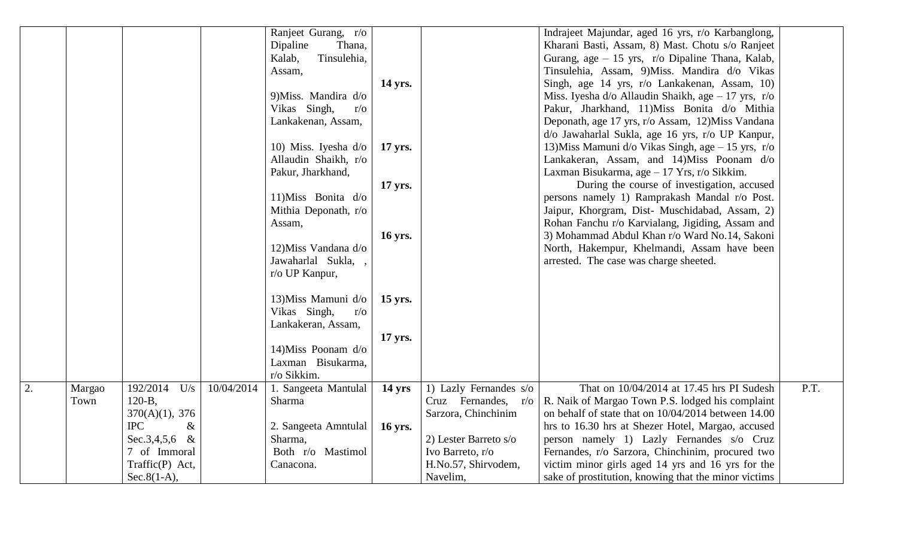| | | | | | | | | |
|---|---|---|---|---|---|---|---|---|
| | | | | Ranjeet Gurang, r/o Dipaline Thana, Kalab, Tinsulehia, Assam,<br><br>9)Miss. Mandira d/o Vikas Singh, r/o Lankakenan, Assam,<br><br>10) Miss. Iyesha d/o Allaudin Shaikh, r/o Pakur, Jharkhand,<br><br>11)Miss Bonita d/o Mithia Deponath, r/o Assam,<br><br>12)Miss Vandana d/o Jawaharlal Sukla, , r/o UP Kanpur,<br><br>13)Miss Mamuni d/o Vikas Singh, r/o Lankakeran, Assam,<br><br>14)Miss Poonam d/o Laxman Bisukarma, r/o Sikkim. | **14 yrs.**<br><br>**17 yrs.**<br><br>**17 yrs.**<br><br>**16 yrs.**<br><br>**15 yrs.**<br><br>**17 yrs.** | | Indrajeet Majundar, aged 16 yrs, r/o Karbanglong, Kharani Basti, Assam, 8) Mast. Chotu s/o Ranjeet Gurang, age – 15 yrs, r/o Dipaline Thana, Kalab, Tinsulehia, Assam, 9)Miss. Mandira d/o Vikas Singh, age 14 yrs, r/o Lankakenan, Assam, 10) Miss. Iyesha d/o Allaudin Shaikh, age – 17 yrs, r/o Pakur, Jharkhand, 11)Miss Bonita d/o Mithia Deponath, age 17 yrs, r/o Assam, 12)Miss Vandana d/o Jawaharlal Sukla, age 16 yrs, r/o UP Kanpur, 13)Miss Mamuni d/o Vikas Singh, age – 15 yrs, r/o Lankakeran, Assam, and 14)Miss Poonam d/o Laxman Bisukarma, age – 17 Yrs, r/o Sikkim.<br>During the course of investigation, accused persons namely 1) Ramprakash Mandal r/o Post. Jaipur, Khorgram, Dist- Muschidabad, Assam, 2) Rohan Fanchu r/o Karvialang, Jigiding, Assam and 3) Mohammad Abdul Khan r/o Ward No.14, Sakoni North, Hakempur, Khelmandi, Assam have been arrested. The case was charge sheeted. | |
| 2. | Margao Town | 192/2014 U/s 120-B, 370(A)(1), 376 IPC & Sec.3,4,5,6 & 7 of Immoral Traffic(P) Act, Sec.8(1-A), | 10/04/2014 | 1. Sangeeta Mantulal Sharma<br><br>2. Sangeeta Amntulal Sharma,<br>Both r/o Mastimol Canacona. | **14 yrs**<br><br>**16 yrs.** | 1) Lazly Fernandes s/o Cruz Fernandes, r/o Sarzora, Chinchinim<br><br>2) Lester Barreto s/o Ivo Barreto, r/o H.No.57, Shirvodem, Navelim, | That on 10/04/2014 at 17.45 hrs PI Sudesh R. Naik of Margao Town P.S. lodged his complaint on behalf of state that on 10/04/2014 between 14.00 hrs to 16.30 hrs at Shezer Hotel, Margao, accused person namely 1) Lazly Fernandes s/o Cruz Fernandes, r/o Sarzora, Chinchinim, procured two victim minor girls aged 14 yrs and 16 yrs for the sake of prostitution, knowing that the minor victims | P.T. |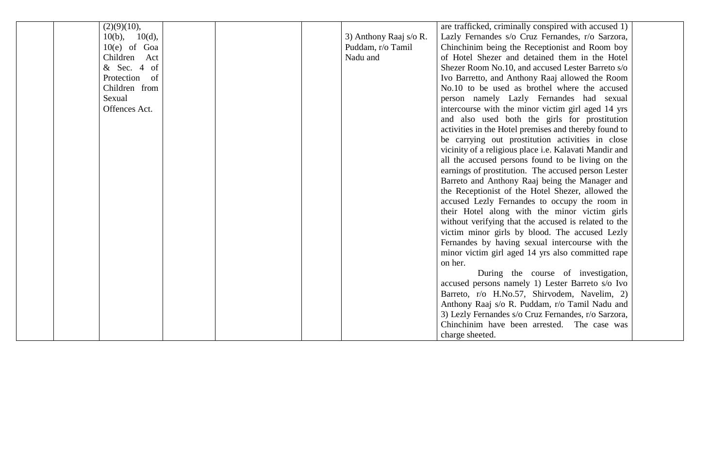| | | | | | | | | |
|---|---|---|---|---|---|---|---|---|
| | | (2)(9)(10), 10(b), 10(d), 10(e) of Goa Children Act & Sec. 4 of Protection of Children from Sexual Offences Act. | | | | 3) Anthony Raaj s/o R. Puddam, r/o Tamil Nadu and | are trafficked, criminally conspired with accused 1) Lazly Fernandes s/o Cruz Fernandes, r/o Sarzora, Chinchinim being the Receptionist and Room boy of Hotel Shezer and detained them in the Hotel Shezer Room No.10, and accused Lester Barreto s/o Ivo Barretto, and Anthony Raaj allowed the Room No.10 to be used as brothel where the accused person namely Lazly Fernandes had sexual intercourse with the minor victim girl aged 14 yrs and also used both the girls for prostitution activities in the Hotel premises and thereby found to be carrying out prostitution activities in close vicinity of a religious place i.e. Kalavati Mandir and all the accused persons found to be living on the earnings of prostitution. The accused person Lester Barreto and Anthony Raaj being the Manager and the Receptionist of the Hotel Shezer, allowed the accused Lezly Fernandes to occupy the room in their Hotel along with the minor victim girls without verifying that the accused is related to the victim minor girls by blood. The accused Lezly Fernandes by having sexual intercourse with the minor victim girl aged 14 yrs also committed rape on her.<br>During the course of investigation, accused persons namely 1) Lester Barreto s/o Ivo Barreto, r/o H.No.57, Shirvodem, Navelim, 2) Anthony Raaj s/o R. Puddam, r/o Tamil Nadu and 3) Lezly Fernandes s/o Cruz Fernandes, r/o Sarzora, Chinchinim have been arrested. The case was charge sheeted. | |